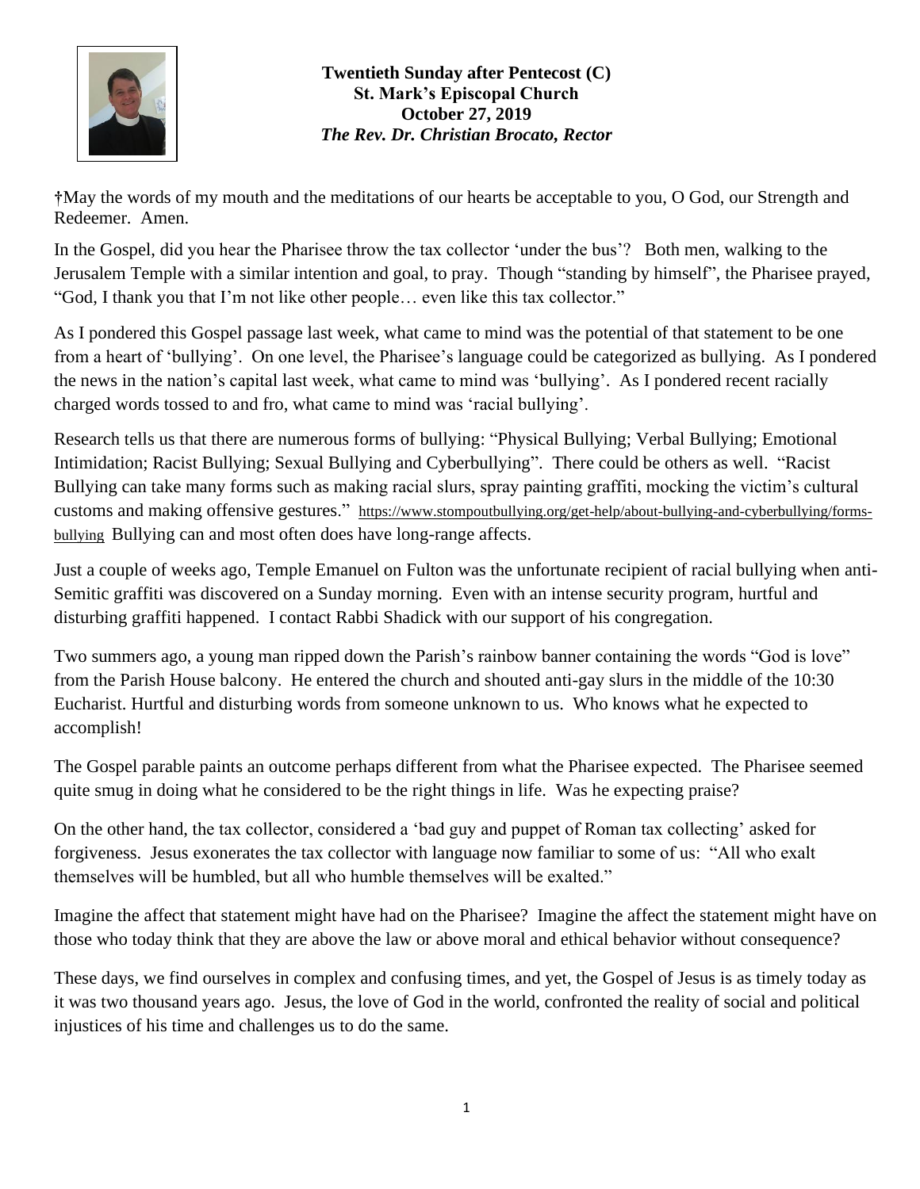**Twentieth Sunday after Pentecost (C)**
**St. Mark's Episcopal Church**
**October 27, 2019**
***The Rev. Dr. Christian Brocato, Rector***

†May the words of my mouth and the meditations of our hearts be acceptable to you, O God, our Strength and Redeemer. Amen.

In the Gospel, did you hear the Pharisee throw the tax collector 'under the bus'? Both men, walking to the Jerusalem Temple with a similar intention and goal, to pray. Though "standing by himself", the Pharisee prayed, "God, I thank you that I'm not like other people… even like this tax collector."

As I pondered this Gospel passage last week, what came to mind was the potential of that statement to be one from a heart of 'bullying'. On one level, the Pharisee's language could be categorized as bullying. As I pondered the news in the nation's capital last week, what came to mind was 'bullying'. As I pondered recent racially charged words tossed to and fro, what came to mind was 'racial bullying'.

Research tells us that there are numerous forms of bullying: "Physical Bullying; Verbal Bullying; Emotional Intimidation; Racist Bullying; Sexual Bullying and Cyberbullying". There could be others as well. "Racist Bullying can take many forms such as making racial slurs, spray painting graffiti, mocking the victim's cultural customs and making offensive gestures." https://www.stompoutbullying.org/get-help/about-bullying-and-cyberbullying/forms-bullying Bullying can and most often does have long-range affects.

Just a couple of weeks ago, Temple Emanuel on Fulton was the unfortunate recipient of racial bullying when anti-Semitic graffiti was discovered on a Sunday morning. Even with an intense security program, hurtful and disturbing graffiti happened. I contact Rabbi Shadick with our support of his congregation.

Two summers ago, a young man ripped down the Parish's rainbow banner containing the words "God is love" from the Parish House balcony. He entered the church and shouted anti-gay slurs in the middle of the 10:30 Eucharist. Hurtful and disturbing words from someone unknown to us. Who knows what he expected to accomplish!

The Gospel parable paints an outcome perhaps different from what the Pharisee expected. The Pharisee seemed quite smug in doing what he considered to be the right things in life. Was he expecting praise?

On the other hand, the tax collector, considered a 'bad guy and puppet of Roman tax collecting' asked for forgiveness. Jesus exonerates the tax collector with language now familiar to some of us: "All who exalt themselves will be humbled, but all who humble themselves will be exalted."

Imagine the affect that statement might have had on the Pharisee? Imagine the affect the statement might have on those who today think that they are above the law or above moral and ethical behavior without consequence?

These days, we find ourselves in complex and confusing times, and yet, the Gospel of Jesus is as timely today as it was two thousand years ago. Jesus, the love of God in the world, confronted the reality of social and political injustices of his time and challenges us to do the same.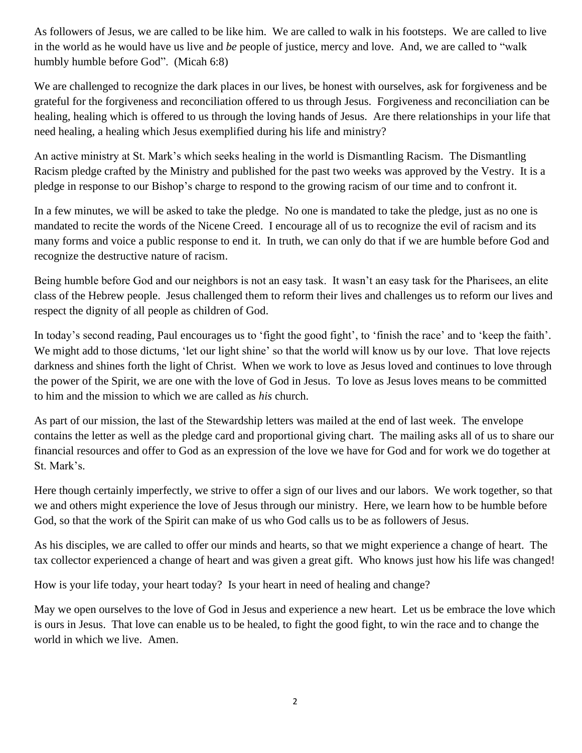As followers of Jesus, we are called to be like him. We are called to walk in his footsteps. We are called to live in the world as he would have us live and *be* people of justice, mercy and love. And, we are called to "walk humbly humble before God". (Micah 6:8)

We are challenged to recognize the dark places in our lives, be honest with ourselves, ask for forgiveness and be grateful for the forgiveness and reconciliation offered to us through Jesus. Forgiveness and reconciliation can be healing, healing which is offered to us through the loving hands of Jesus. Are there relationships in your life that need healing, a healing which Jesus exemplified during his life and ministry?

An active ministry at St. Mark's which seeks healing in the world is Dismantling Racism. The Dismantling Racism pledge crafted by the Ministry and published for the past two weeks was approved by the Vestry. It is a pledge in response to our Bishop's charge to respond to the growing racism of our time and to confront it.

In a few minutes, we will be asked to take the pledge. No one is mandated to take the pledge, just as no one is mandated to recite the words of the Nicene Creed. I encourage all of us to recognize the evil of racism and its many forms and voice a public response to end it. In truth, we can only do that if we are humble before God and recognize the destructive nature of racism.

Being humble before God and our neighbors is not an easy task. It wasn't an easy task for the Pharisees, an elite class of the Hebrew people. Jesus challenged them to reform their lives and challenges us to reform our lives and respect the dignity of all people as children of God.

In today's second reading, Paul encourages us to 'fight the good fight', to 'finish the race' and to 'keep the faith'. We might add to those dictums, 'let our light shine' so that the world will know us by our love. That love rejects darkness and shines forth the light of Christ. When we work to love as Jesus loved and continues to love through the power of the Spirit, we are one with the love of God in Jesus. To love as Jesus loves means to be committed to him and the mission to which we are called as *his* church.

As part of our mission, the last of the Stewardship letters was mailed at the end of last week. The envelope contains the letter as well as the pledge card and proportional giving chart. The mailing asks all of us to share our financial resources and offer to God as an expression of the love we have for God and for work we do together at St. Mark's.

Here though certainly imperfectly, we strive to offer a sign of our lives and our labors. We work together, so that we and others might experience the love of Jesus through our ministry. Here, we learn how to be humble before God, so that the work of the Spirit can make of us who God calls us to be as followers of Jesus.

As his disciples, we are called to offer our minds and hearts, so that we might experience a change of heart. The tax collector experienced a change of heart and was given a great gift. Who knows just how his life was changed!

How is your life today, your heart today? Is your heart in need of healing and change?

May we open ourselves to the love of God in Jesus and experience a new heart. Let us be embrace the love which is ours in Jesus. That love can enable us to be healed, to fight the good fight, to win the race and to change the world in which we live. Amen.